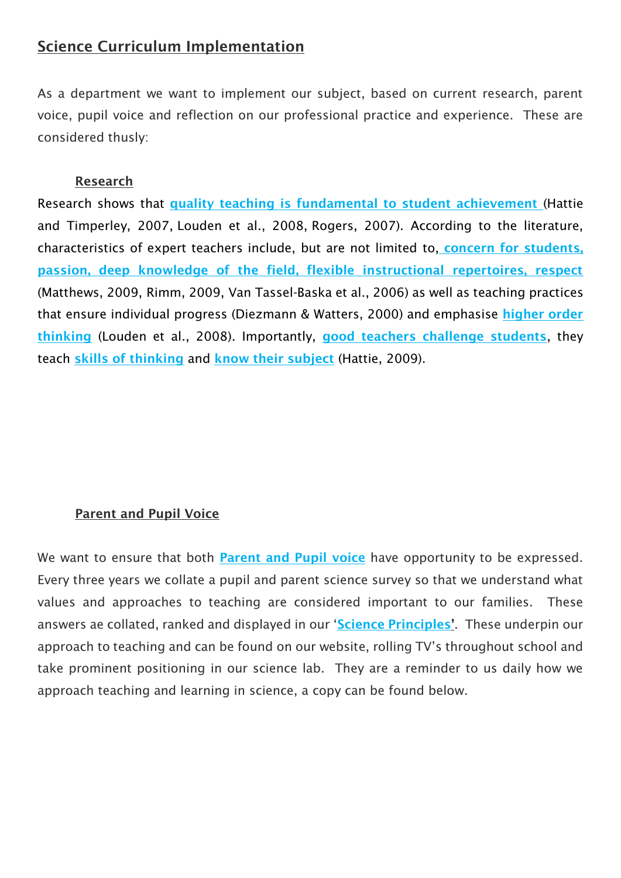## Science Curriculum Implementation

As a department we want to implement our subject, based on current research, parent voice, pupil voice and reflection on our professional practice and experience. These are considered thusly:

### Research

Research shows that **quality teaching is fundamental to student achievement** (Hattie and Timperley, 2007, Louden et al., 2008, Rogers, 2007). According to the literature, characteristics of expert teachers include, but are not limited to, **concern for students, passion, deep knowledge of the field, flexible instructional repertoires, respect** (Matthews, 2009, Rimm, 2009, Van Tassel-Baska et al., 2006) as well as teaching practices that ensure individual progress (Diezmann & Watters, 2000) and emphasise **higher order thinking** (Louden et al., 2008). Importantly, **good teachers challenge students**, they teach **skills of thinking** and **know their subject** (Hattie, 2009).

### Parent and Pupil Voice

We want to ensure that both **Parent and Pupil voice** have opportunity to be expressed. Every three years we collate a pupil and parent science survey so that we understand what values and approaches to teaching are considered important to our families. These answers ae collated, ranked and displayed in our '**Science Principles'**. These underpin our approach to teaching and can be found on our website, rolling TV's throughout school and take prominent positioning in our science lab. They are a reminder to us daily how we approach teaching and learning in science, a copy can be found below.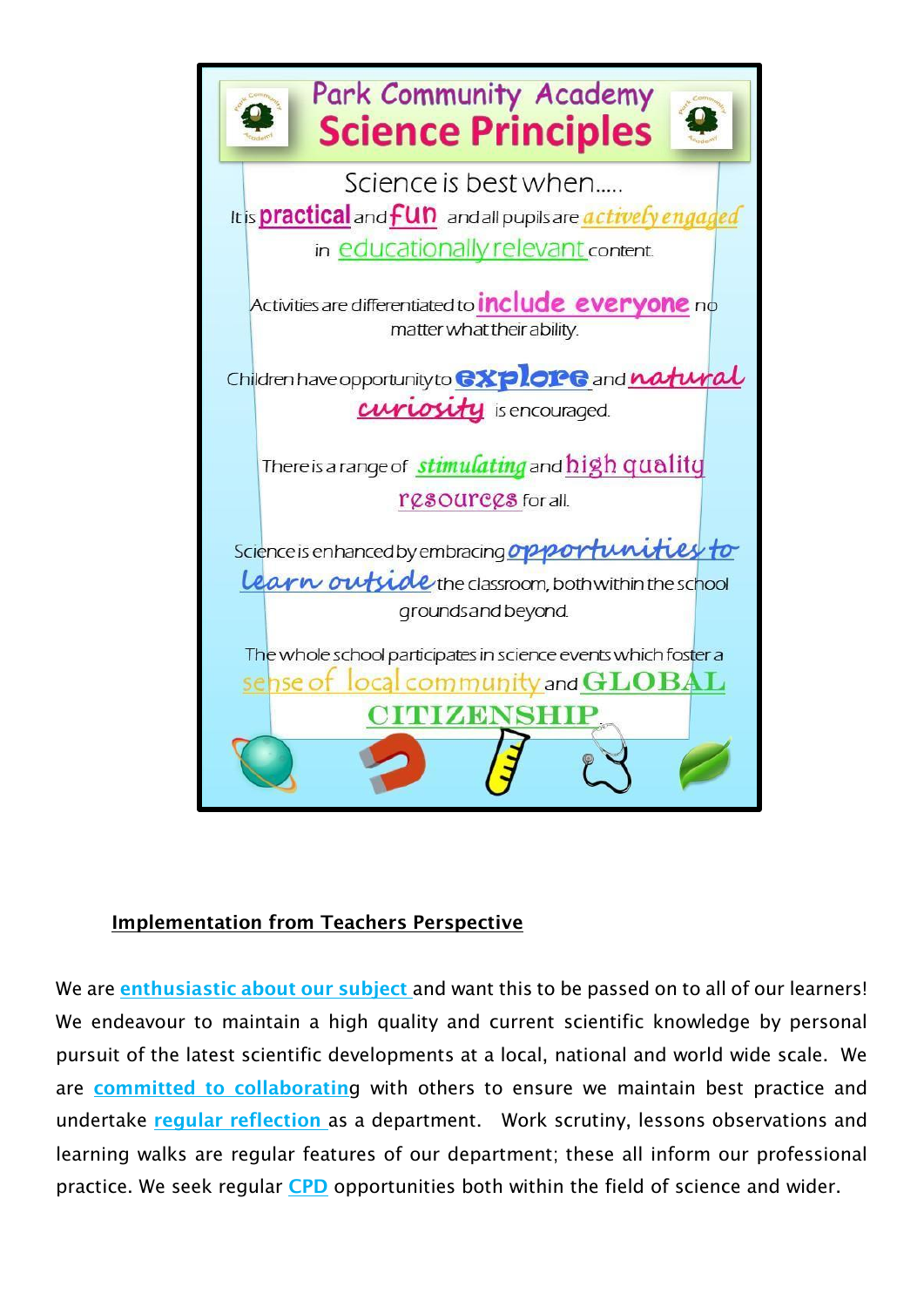# Park Community Academy Science Principles

Science is best when.....

It is **practical** and **fun** and all pupils are ***actively engaged*** in educationally relevant content.

Activities are differentiated to **include everyone** no matter what their ability.

Children have opportunity to **explore** and ***natural curiosity*** is encouraged.

There is a range of ***stimulating*** and high quality resources for all.

Science is enhanced by embracing ***opportunities to learn outside*** the classroom, both within the school grounds and beyond.

The whole school participates in science events which foster a sense of local community and **GLOBAL CITIZENSHIP**

## Implementation from Teachers Perspective

We are **enthusiastic about our subject** and want this to be passed on to all of our learners! We endeavour to maintain a high quality and current scientific knowledge by personal pursuit of the latest scientific developments at a local, national and world wide scale. We are **committed to collaborating** with others to ensure we maintain best practice and undertake **regular reflection** as a department. Work scrutiny, lessons observations and learning walks are regular features of our department; these all inform our professional practice. We seek regular **CPD** opportunities both within the field of science and wider.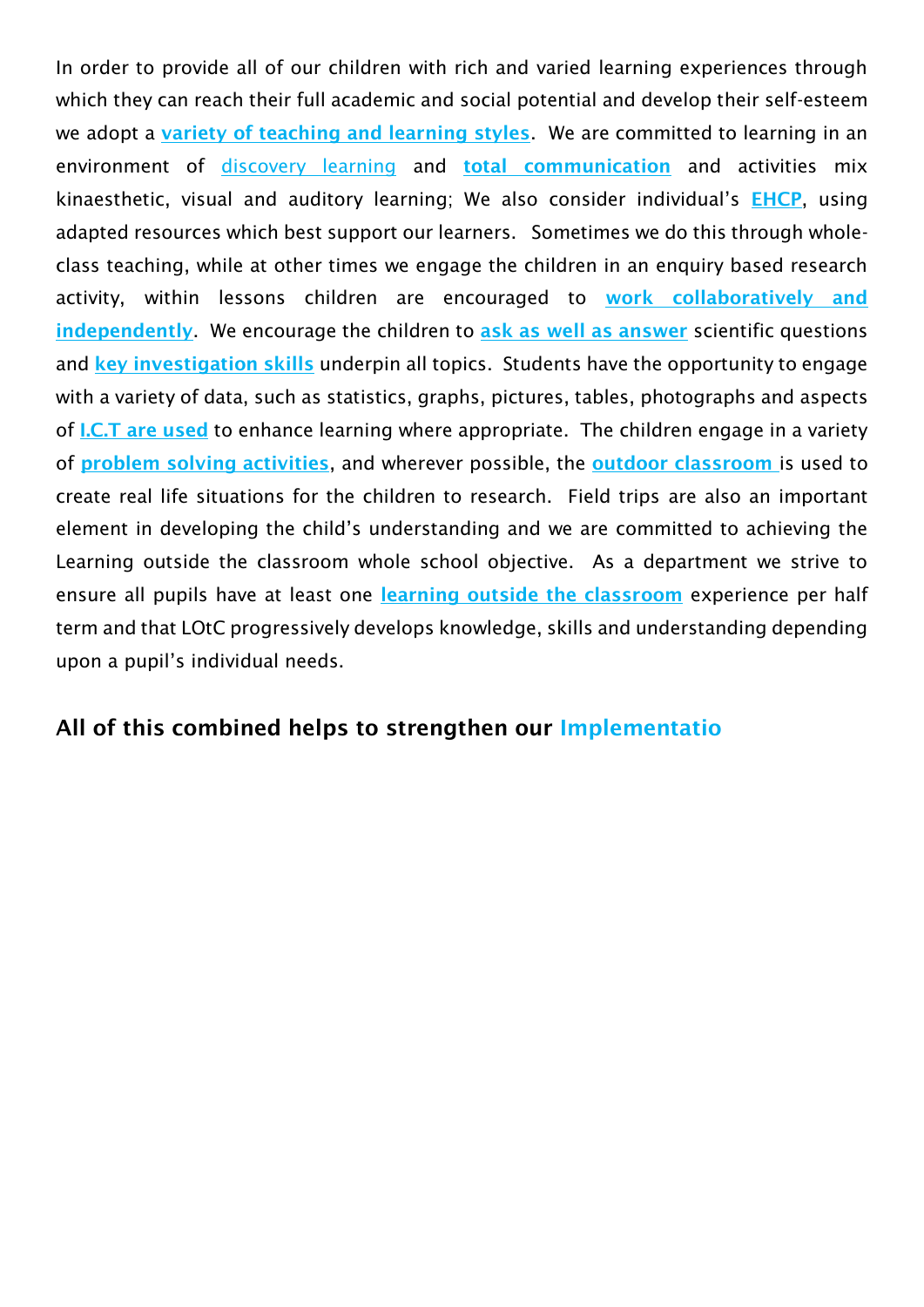In order to provide all of our children with rich and varied learning experiences through which they can reach their full academic and social potential and develop their self-esteem we adopt a **variety of teaching and learning styles**. We are committed to learning in an environment of discovery learning and **total communication** and activities mix kinaesthetic, visual and auditory learning; We also consider individual's **EHCP**, using adapted resources which best support our learners. Sometimes we do this through whole-class teaching, while at other times we engage the children in an enquiry based research activity, within lessons children are encouraged to **work collaboratively and independently**. We encourage the children to **ask as well as answer** scientific questions and **key investigation skills** underpin all topics. Students have the opportunity to engage with a variety of data, such as statistics, graphs, pictures, tables, photographs and aspects of **I.C.T are used** to enhance learning where appropriate. The children engage in a variety of **problem solving activities**, and wherever possible, the **outdoor classroom** is used to create real life situations for the children to research. Field trips are also an important element in developing the child's understanding and we are committed to achieving the Learning outside the classroom whole school objective. As a department we strive to ensure all pupils have at least one **learning outside the classroom** experience per half term and that LOtC progressively develops knowledge, skills and understanding depending upon a pupil's individual needs.

**All of this combined helps to strengthen our Implementatio**